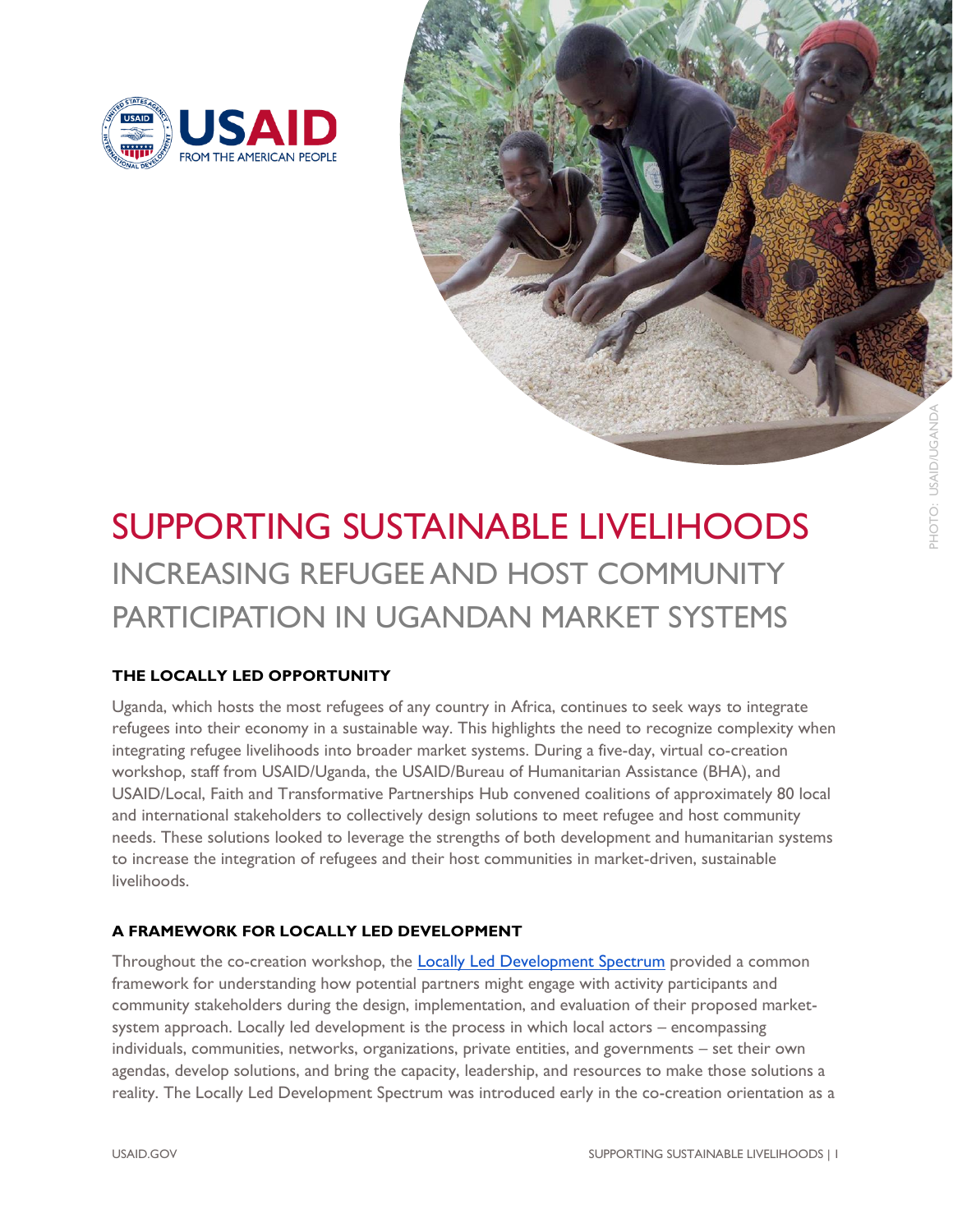# SUPPORTING SUSTAINABLE LIVELIHOODS

## INCREASING REFUGEE AND HOST COMMUNITY PARTICIPATION IN UGANDAN MARKET SYSTEMS

PHOTO: USAID/UGANDA

### THE LOCALLY LED OPPORTUNITY

Uganda, which hosts the most refugees of any country in Africa, continues to seek ways to integrate refugees into their economy in a sustainable way. This highlights the need to recognize complexity when integrating refugee livelihoods into broader market systems. During a five-day, virtual co-creation workshop, staff from USAID/Uganda, the USAID/Bureau of Humanitarian Assistance (BHA), and USAID/Local, Faith and Transformative Partnerships Hub convened coalitions of approximately 80 local and international stakeholders to collectively design solutions to meet refugee and host community needs. These solutions looked to leverage the strengths of both development and humanitarian systems to increase the integration of refugees and their host communities in market-driven, sustainable livelihoods.

### A FRAMEWORK FOR LOCALLY LED DEVELOPMENT

Throughout the co-creation workshop, the Locally Led Development Spectrum provided a common framework for understanding how potential partners might engage with activity participants and community stakeholders during the design, implementation, and evaluation of their proposed market-system approach. Locally led development is the process in which local actors – encompassing individuals, communities, networks, organizations, private entities, and governments – set their own agendas, develop solutions, and bring the capacity, leadership, and resources to make those solutions a reality. The Locally Led Development Spectrum was introduced early in the co-creation orientation as a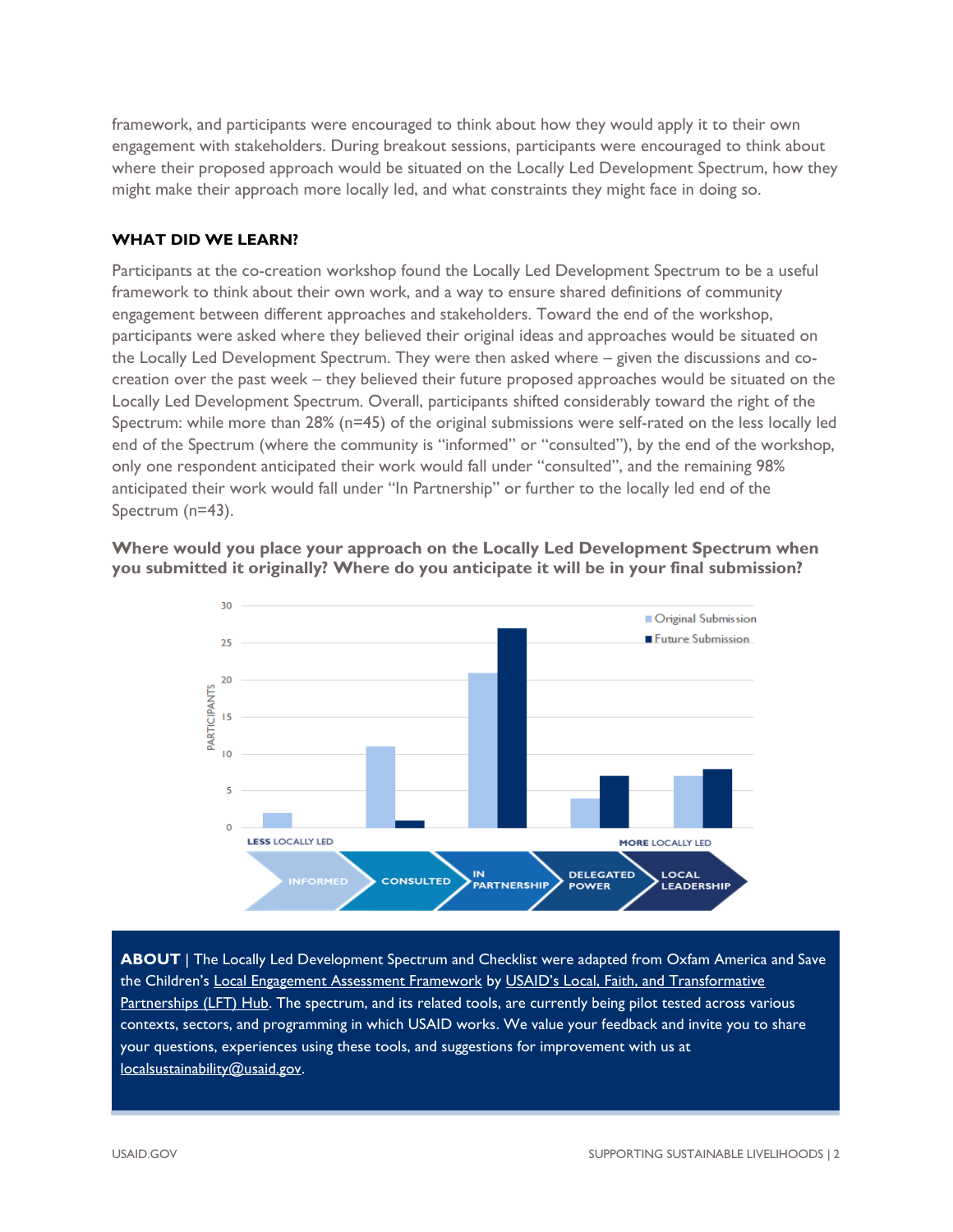framework, and participants were encouraged to think about how they would apply it to their own engagement with stakeholders. During breakout sessions, participants were encouraged to think about where their proposed approach would be situated on the Locally Led Development Spectrum, how they might make their approach more locally led, and what constraints they might face in doing so.

## WHAT DID WE LEARN?

Participants at the co-creation workshop found the Locally Led Development Spectrum to be a useful framework to think about their own work, and a way to ensure shared definitions of community engagement between different approaches and stakeholders. Toward the end of the workshop, participants were asked where they believed their original ideas and approaches would be situated on the Locally Led Development Spectrum. They were then asked where – given the discussions and co-creation over the past week – they believed their future proposed approaches would be situated on the Locally Led Development Spectrum. Overall, participants shifted considerably toward the right of the Spectrum: while more than 28% (n=45) of the original submissions were self-rated on the less locally led end of the Spectrum (where the community is "informed" or "consulted"), by the end of the workshop, only one respondent anticipated their work would fall under "consulted", and the remaining 98% anticipated their work would fall under "In Partnership" or further to the locally led end of the Spectrum (n=43).

**Where would you place your approach on the Locally Led Development Spectrum when you submitted it originally? Where do you anticipate it will be in your final submission?**

PARTICIPANTS

30
25
20
15
10
5
0

Original Submission
Future Submission

LESS LOCALLY LED
MORE LOCALLY LED

INFORMED
CONSULTED
IN PARTNERSHIP
DELEGATED POWER
LOCAL LEADERSHIP

**ABOUT** | The Locally Led Development Spectrum and Checklist were adapted from Oxfam America and Save the Children's Local Engagement Assessment Framework by USAID's Local, Faith, and Transformative Partnerships (LFT) Hub. The spectrum, and its related tools, are currently being pilot tested across various contexts, sectors, and programming in which USAID works. We value your feedback and invite you to share your questions, experiences using these tools, and suggestions for improvement with us at localsustainability@usaid.gov.